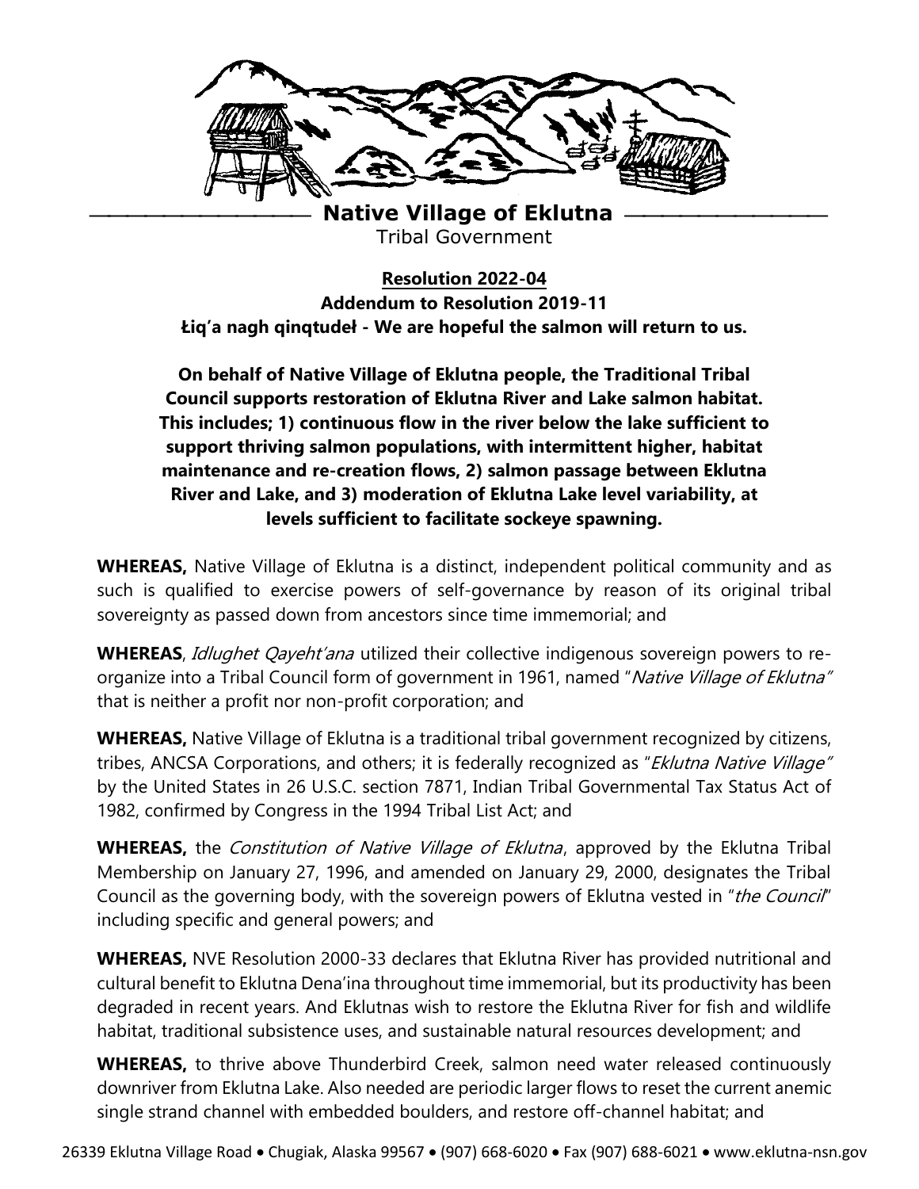# Native Village of Eklutna

Tribal Government

**<u>Resolution 2022-04</u>**

**Addendum to Resolution 2019-11**

**Łiq'a nagh qinqtudeł - We are hopeful the salmon will return to us.**

**On behalf of Native Village of Eklutna people, the Traditional Tribal Council supports restoration of Eklutna River and Lake salmon habitat. This includes; 1) continuous flow in the river below the lake sufficient to support thriving salmon populations, with intermittent higher, habitat maintenance and re-creation flows, 2) salmon passage between Eklutna River and Lake, and 3) moderation of Eklutna Lake level variability, at levels sufficient to facilitate sockeye spawning.**

**WHEREAS,** Native Village of Eklutna is a distinct, independent political community and as such is qualified to exercise powers of self-governance by reason of its original tribal sovereignty as passed down from ancestors since time immemorial; and

**WHEREAS**, *Idlughet Qayeht'ana* utilized their collective indigenous sovereign powers to re-organize into a Tribal Council form of government in 1961, named "*Native Village of Eklutna"* that is neither a profit nor non-profit corporation; and

**WHEREAS,** Native Village of Eklutna is a traditional tribal government recognized by citizens, tribes, ANCSA Corporations, and others; it is federally recognized as "*Eklutna Native Village"* by the United States in 26 U.S.C. section 7871, Indian Tribal Governmental Tax Status Act of 1982, confirmed by Congress in the 1994 Tribal List Act; and

**WHEREAS,** the *Constitution of Native Village of Eklutna*, approved by the Eklutna Tribal Membership on January 27, 1996, and amended on January 29, 2000, designates the Tribal Council as the governing body, with the sovereign powers of Eklutna vested in "*the Council*" including specific and general powers; and

**WHEREAS,** NVE Resolution 2000-33 declares that Eklutna River has provided nutritional and cultural benefit to Eklutna Dena'ina throughout time immemorial, but its productivity has been degraded in recent years. And Eklutnas wish to restore the Eklutna River for fish and wildlife habitat, traditional subsistence uses, and sustainable natural resources development; and

**WHEREAS,** to thrive above Thunderbird Creek, salmon need water released continuously downriver from Eklutna Lake. Also needed are periodic larger flows to reset the current anemic single strand channel with embedded boulders, and restore off-channel habitat; and

26339 Eklutna Village Road • Chugiak, Alaska 99567 • (907) 668-6020 • Fax (907) 688-6021 • www.eklutna-nsn.gov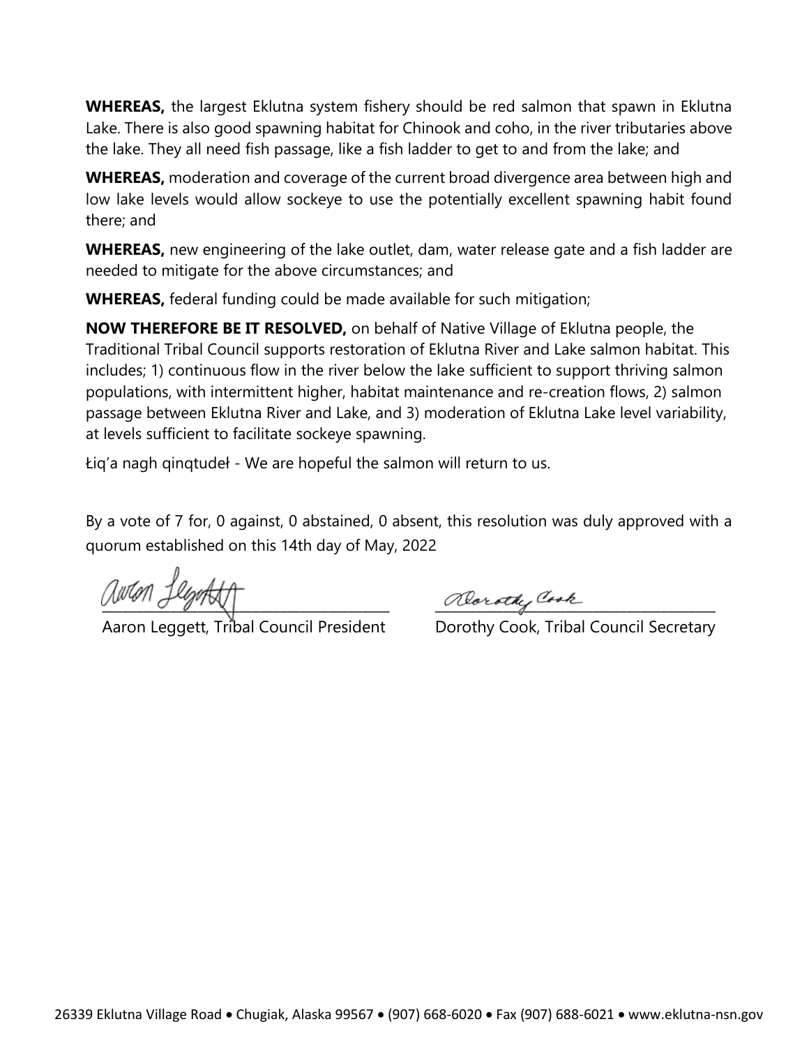**WHEREAS,** the largest Eklutna system fishery should be red salmon that spawn in Eklutna Lake. There is also good spawning habitat for Chinook and coho, in the river tributaries above the lake. They all need fish passage, like a fish ladder to get to and from the lake; and

**WHEREAS,** moderation and coverage of the current broad divergence area between high and low lake levels would allow sockeye to use the potentially excellent spawning habit found there; and

**WHEREAS,** new engineering of the lake outlet, dam, water release gate and a fish ladder are needed to mitigate for the above circumstances; and

**WHEREAS,** federal funding could be made available for such mitigation;

**NOW THEREFORE BE IT RESOLVED,** on behalf of Native Village of Eklutna people, the Traditional Tribal Council supports restoration of Eklutna River and Lake salmon habitat. This includes; 1) continuous flow in the river below the lake sufficient to support thriving salmon populations, with intermittent higher, habitat maintenance and re-creation flows, 2) salmon passage between Eklutna River and Lake, and 3) moderation of Eklutna Lake level variability, at levels sufficient to facilitate sockeye spawning.

Łiq'a nagh qinqtudeł - We are hopeful the salmon will return to us.

By a vote of 7 for, 0 against, 0 abstained, 0 absent, this resolution was duly approved with a quorum established on this 14th day of May, 2022

Aaron Leggett, Tribal Council President

Dorothy Cook, Tribal Council Secretary

26339 Eklutna Village Road • Chugiak, Alaska 99567 • (907) 668-6020 • Fax (907) 688-6021 • www.eklutna-nsn.gov